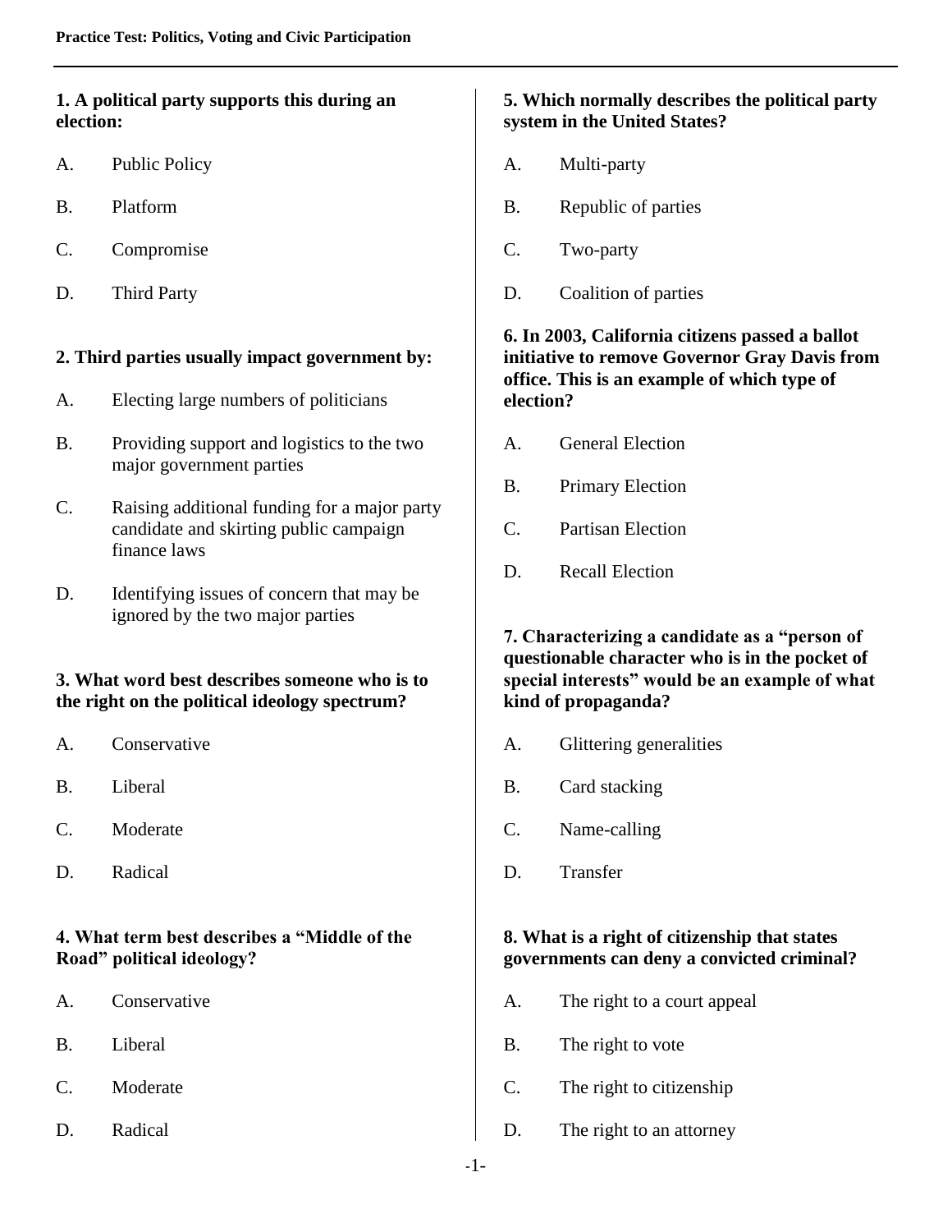**1. A political party supports this during an election:**

A. Public Policy

B. Platform

C. Compromise

D. Third Party

**2. Third parties usually impact government by:**

A. Electing large numbers of politicians

B. Providing support and logistics to the two major government parties

C. Raising additional funding for a major party candidate and skirting public campaign finance laws

D. Identifying issues of concern that may be ignored by the two major parties

**3. What word best describes someone who is to the right on the political ideology spectrum?**

A. Conservative

B. Liberal

C. Moderate

D. Radical

**4. What term best describes a "Middle of the Road" political ideology?**

A. Conservative

B. Liberal

C. Moderate

D. Radical

**5. Which normally describes the political party system in the United States?**

A. Multi-party

B. Republic of parties

C. Two-party

D. Coalition of parties

**6. In 2003, California citizens passed a ballot initiative to remove Governor Gray Davis from office. This is an example of which type of election?**

A. General Election

B. Primary Election

C. Partisan Election

D. Recall Election

**7. Characterizing a candidate as a "person of questionable character who is in the pocket of special interests" would be an example of what kind of propaganda?**

A. Glittering generalities

B. Card stacking

C. Name-calling

D. Transfer

**8. What is a right of citizenship that states governments can deny a convicted criminal?**

A. The right to a court appeal

B. The right to vote

C. The right to citizenship

D. The right to an attorney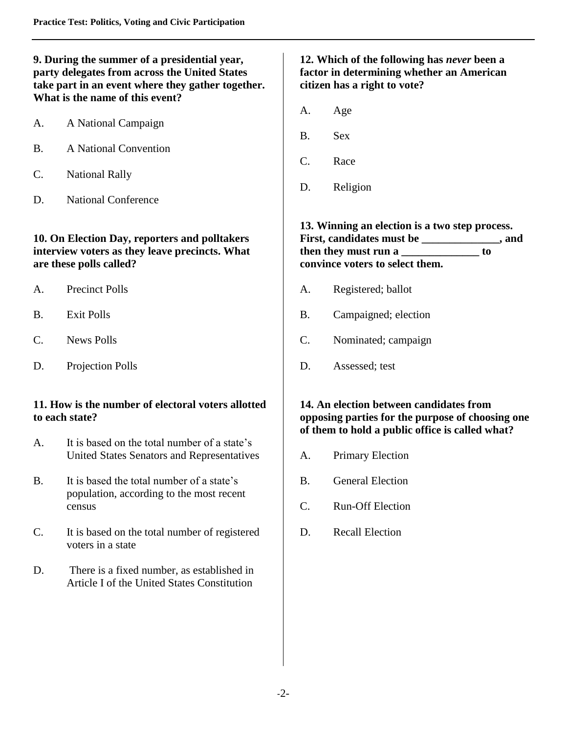**9. During the summer of a presidential year, party delegates from across the United States take part in an event where they gather together. What is the name of this event?**

A. A National Campaign

B. A National Convention

C. National Rally

D. National Conference

**10. On Election Day, reporters and polltakers interview voters as they leave precincts. What are these polls called?**

A. Precinct Polls

B. Exit Polls

C. News Polls

D. Projection Polls

**11. How is the number of electoral voters allotted to each state?**

A. It is based on the total number of a state's United States Senators and Representatives

B. It is based the total number of a state's population, according to the most recent census

C. It is based on the total number of registered voters in a state

D. There is a fixed number, as established in Article I of the United States Constitution

**12. Which of the following has *never* been a factor in determining whether an American citizen has a right to vote?**

A. Age

B. Sex

C. Race

D. Religion

**13. Winning an election is a two step process. First, candidates must be ______________, and then they must run a ______________ to convince voters to select them.**

A. Registered; ballot

B. Campaigned; election

C. Nominated; campaign

D. Assessed; test

**14. An election between candidates from opposing parties for the purpose of choosing one of them to hold a public office is called what?**

A. Primary Election

B. General Election

C. Run-Off Election

D. Recall Election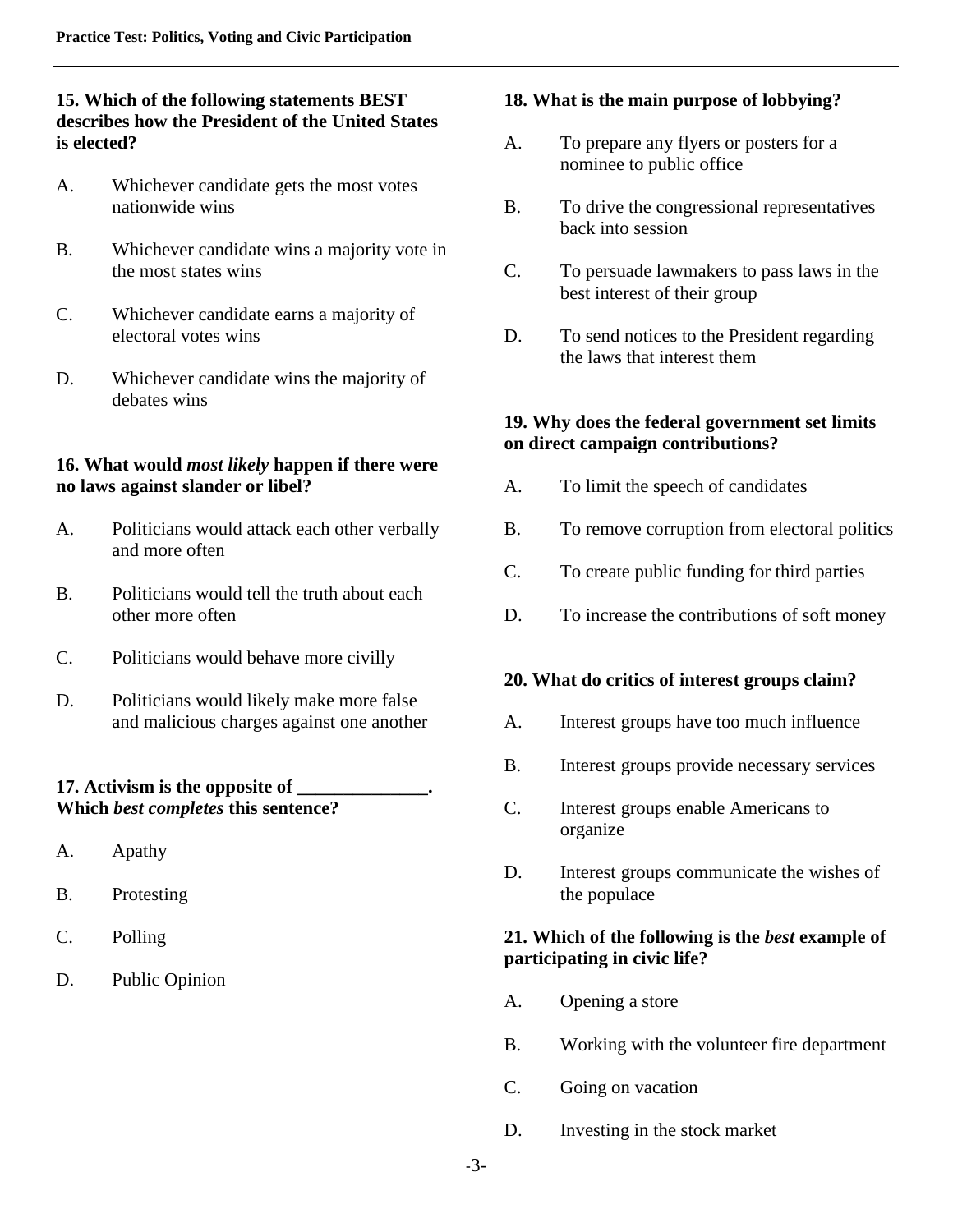**15. Which of the following statements BEST describes how the President of the United States is elected?**

A. Whichever candidate gets the most votes nationwide wins

B. Whichever candidate wins a majority vote in the most states wins

C. Whichever candidate earns a majority of electoral votes wins

D. Whichever candidate wins the majority of debates wins

**16. What would *most likely* happen if there were no laws against slander or libel?**

A. Politicians would attack each other verbally and more often

B. Politicians would tell the truth about each other more often

C. Politicians would behave more civilly

D. Politicians would likely make more false and malicious charges against one another

**17. Activism is the opposite of ______________. Which *best completes* this sentence?**

A. Apathy

B. Protesting

C. Polling

D. Public Opinion

**18. What is the main purpose of lobbying?**

A. To prepare any flyers or posters for a nominee to public office

B. To drive the congressional representatives back into session

C. To persuade lawmakers to pass laws in the best interest of their group

D. To send notices to the President regarding the laws that interest them

**19. Why does the federal government set limits on direct campaign contributions?**

A. To limit the speech of candidates

B. To remove corruption from electoral politics

C. To create public funding for third parties

D. To increase the contributions of soft money

**20. What do critics of interest groups claim?**

A. Interest groups have too much influence

B. Interest groups provide necessary services

C. Interest groups enable Americans to organize

D. Interest groups communicate the wishes of the populace

**21. Which of the following is the *best* example of participating in civic life?**

A. Opening a store

B. Working with the volunteer fire department

C. Going on vacation

D. Investing in the stock market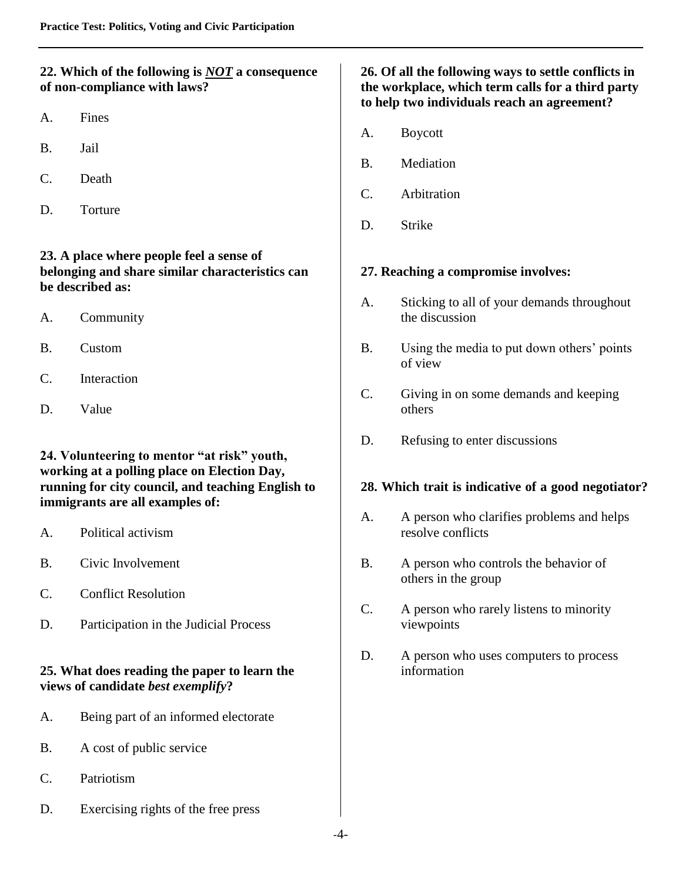**22. Which of the following is *__NOT__* a consequence of non-compliance with laws?**

A. Fines

B. Jail

C. Death

D. Torture

**23. A place where people feel a sense of belonging and share similar characteristics can be described as:**

A. Community

B. Custom

C. Interaction

D. Value

**24. Volunteering to mentor "at risk" youth, working at a polling place on Election Day, running for city council, and teaching English to immigrants are all examples of:**

A. Political activism

B. Civic Involvement

C. Conflict Resolution

D. Participation in the Judicial Process

**25. What does reading the paper to learn the views of candidate *best exemplify*?**

A. Being part of an informed electorate

B. A cost of public service

C. Patriotism

D. Exercising rights of the free press

**26. Of all the following ways to settle conflicts in the workplace, which term calls for a third party to help two individuals reach an agreement?**

A. Boycott

B. Mediation

C. Arbitration

D. Strike

**27. Reaching a compromise involves:**

A. Sticking to all of your demands throughout the discussion

B. Using the media to put down others' points of view

C. Giving in on some demands and keeping others

D. Refusing to enter discussions

**28. Which trait is indicative of a good negotiator?**

A. A person who clarifies problems and helps resolve conflicts

B. A person who controls the behavior of others in the group

C. A person who rarely listens to minority viewpoints

D. A person who uses computers to process information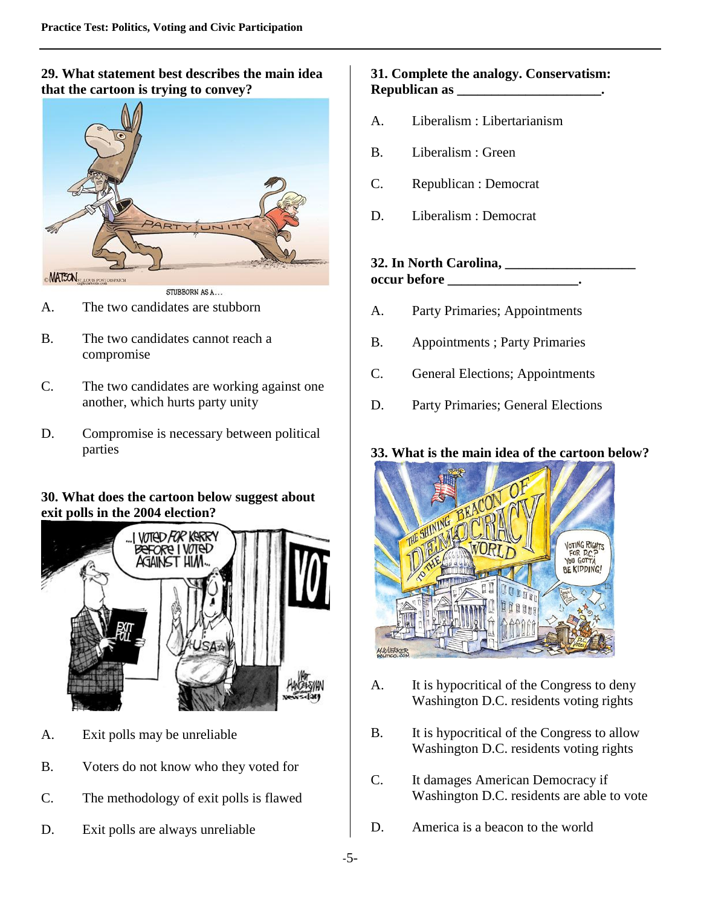**29. What statement best describes the main idea that the cartoon is trying to convey?**

STUBBORN AS A...

A. The two candidates are stubborn

B. The two candidates cannot reach a compromise

C. The two candidates are working against one another, which hurts party unity

D. Compromise is necessary between political parties

**30. What does the cartoon below suggest about exit polls in the 2004 election?**

A. Exit polls may be unreliable

B. Voters do not know who they voted for

C. The methodology of exit polls is flawed

D. Exit polls are always unreliable

**31. Complete the analogy. Conservatism: Republican as ____________________.**

A. Liberalism : Libertarianism

B. Liberalism : Green

C. Republican : Democrat

D. Liberalism : Democrat

**32. In North Carolina, __________________ occur before __________________.**

A. Party Primaries; Appointments

B. Appointments ; Party Primaries

C. General Elections; Appointments

D. Party Primaries; General Elections

**33. What is the main idea of the cartoon below?**

A. It is hypocritical of the Congress to deny Washington D.C. residents voting rights

B. It is hypocritical of the Congress to allow Washington D.C. residents voting rights

C. It damages American Democracy if Washington D.C. residents are able to vote

D. America is a beacon to the world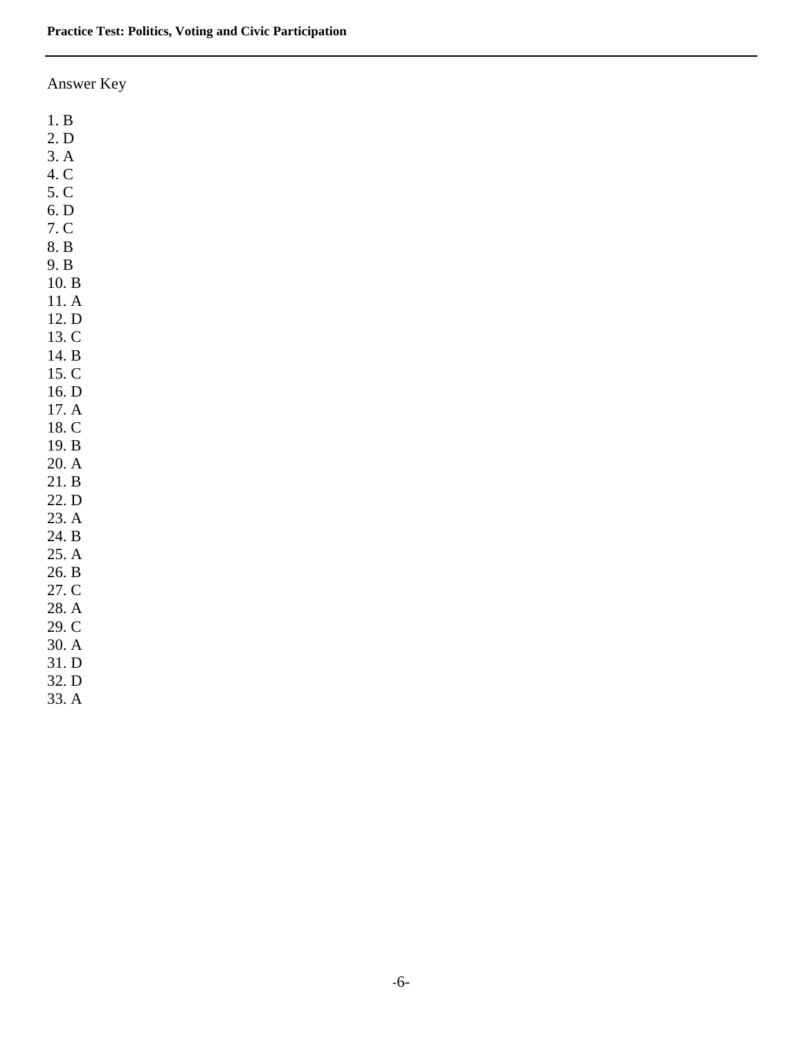Answer Key

1. B
2. D
3. A
4. C
5. C
6. D
7. C
8. B
9. B
10. B
11. A
12. D
13. C
14. B
15. C
16. D
17. A
18. C
19. B
20. A
21. B
22. D
23. A
24. B
25. A
26. B
27. C
28. A
29. C
30. A
31. D
32. D
33. A